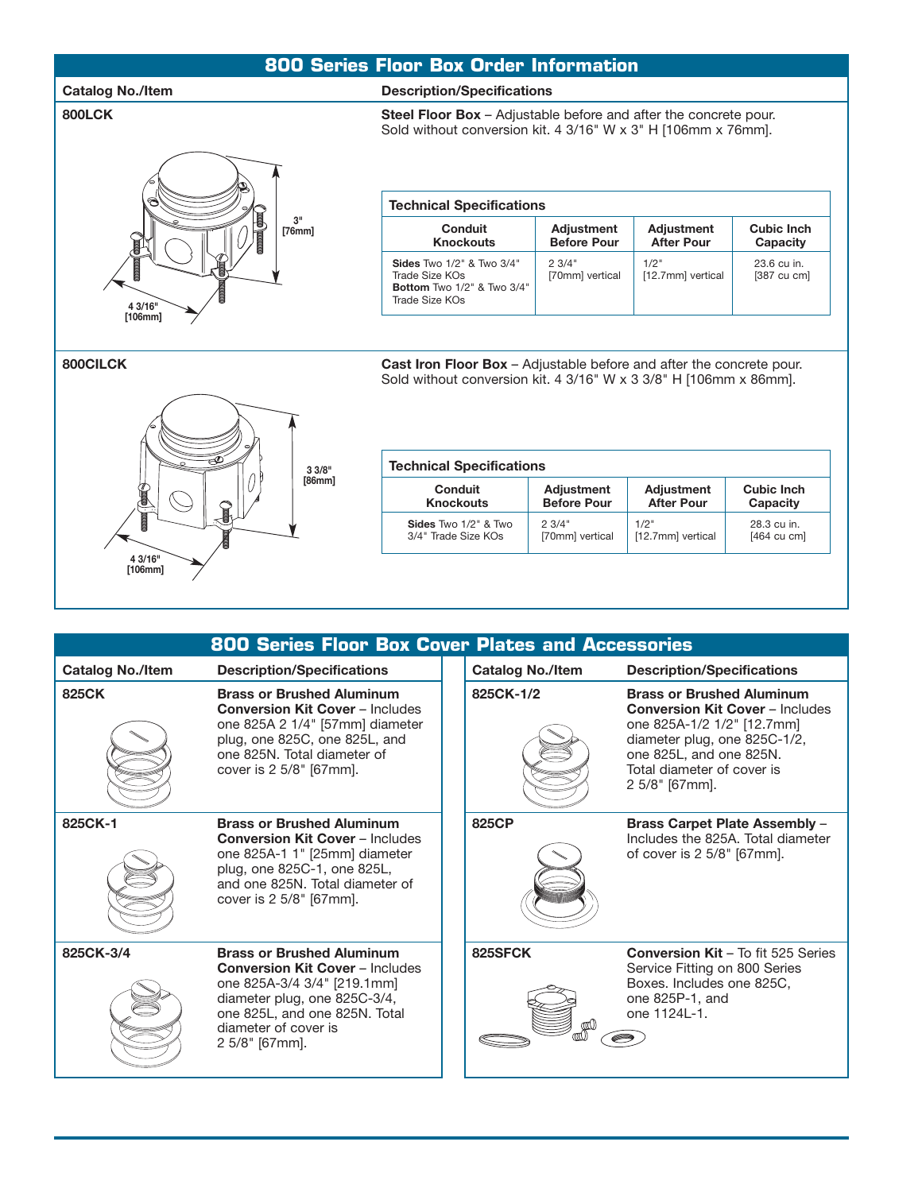## 800 Series Floor Box Order Information

| Catalog No./Item | Description/Specifications |
|---|---|
| **800LCK** | **Steel Floor Box** – Adjustable before and after the concrete pour. Sold without conversion kit. 4 3/16" W x 3" H [106mm x 76mm]. |

3" [76mm]

4 3/16" [106mm]

**Technical Specifications**

| Conduit Knockouts | Adjustment Before Pour | Adjustment After Pour | Cubic Inch Capacity |
|---|---|---|---|
| **Sides** Two 1/2" & Two 3/4" Trade Size KOs **Bottom** Two 1/2" & Two 3/4" Trade Size KOs | 2 3/4" [70mm] vertical | 1/2" [12.7mm] vertical | 23.6 cu in. [387 cu cm] |

| Catalog No./Item | Description/Specifications |
|---|---|
| **800CILCK** | **Cast Iron Floor Box** – Adjustable before and after the concrete pour. Sold without conversion kit. 4 3/16" W x 3 3/8" H [106mm x 86mm]. |

3 3/8" [86mm]

4 3/16" [106mm]

**Technical Specifications**

| Conduit Knockouts | Adjustment Before Pour | Adjustment After Pour | Cubic Inch Capacity |
|---|---|---|---|
| **Sides** Two 1/2" & Two 3/4" Trade Size KOs | 2 3/4" [70mm] vertical | 1/2" [12.7mm] vertical | 28.3 cu in. [464 cu cm] |

## 800 Series Floor Box Cover Plates and Accessories

| Catalog No./Item | Description/Specifications |
|---|---|
| **825CK** | **Brass or Brushed Aluminum Conversion Kit Cover** – Includes one 825A 2 1/4" [57mm] diameter plug, one 825C, one 825L, and one 825N. Total diameter of cover is 2 5/8" [67mm]. |
| **825CK-1** | **Brass or Brushed Aluminum Conversion Kit Cover** – Includes one 825A-1 1" [25mm] diameter plug, one 825C-1, one 825L, and one 825N. Total diameter of cover is 2 5/8" [67mm]. |
| **825CK-3/4** | **Brass or Brushed Aluminum Conversion Kit Cover** – Includes one 825A-3/4 3/4" [219.1mm] diameter plug, one 825C-3/4, one 825L, and one 825N. Total diameter of cover is 2 5/8" [67mm]. |
| **825CK-1/2** | **Brass or Brushed Aluminum Conversion Kit Cover** – Includes one 825A-1/2 1/2" [12.7mm] diameter plug, one 825C-1/2, one 825L, and one 825N. Total diameter of cover is 2 5/8" [67mm]. |
| **825CP** | **Brass Carpet Plate Assembly** – Includes the 825A. Total diameter of cover is 2 5/8" [67mm]. |
| **825SFCK** | **Conversion Kit** – To fit 525 Series Service Fitting on 800 Series Boxes. Includes one 825C, one 825P-1, and one 1124L-1. |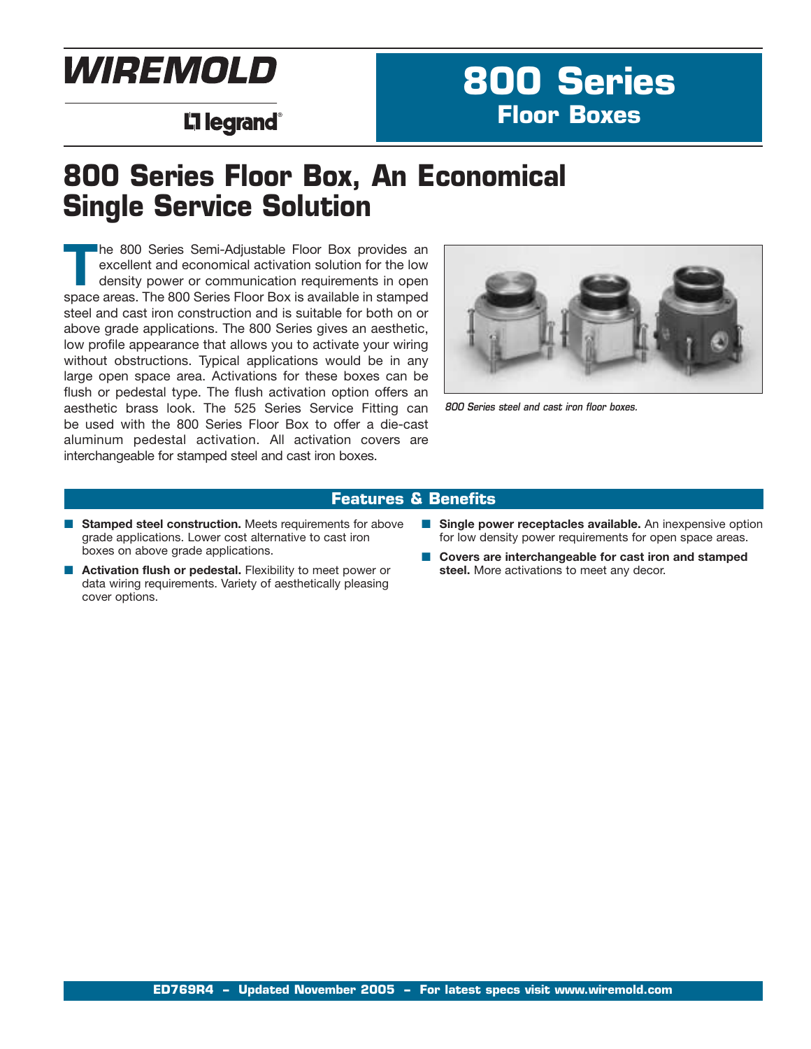# WIREMOLD

legrand®

# 800 Series
## Floor Boxes

# 800 Series Floor Box, An Economical Single Service Solution

The 800 Series Semi-Adjustable Floor Box provides an excellent and economical activation solution for the low density power or communication requirements in open space areas. The 800 Series Floor Box is available in stamped steel and cast iron construction and is suitable for both on or above grade applications. The 800 Series gives an aesthetic, low profile appearance that allows you to activate your wiring without obstructions. Typical applications would be in any large open space area. Activations for these boxes can be flush or pedestal type. The flush activation option offers an aesthetic brass look. The 525 Series Service Fitting can be used with the 800 Series Floor Box to offer a die-cast aluminum pedestal activation. All activation covers are interchangeable for stamped steel and cast iron boxes.

*800 Series steel and cast iron floor boxes.*

## Features & Benefits

- **Stamped steel construction.** Meets requirements for above grade applications. Lower cost alternative to cast iron boxes on above grade applications.
- **Activation flush or pedestal.** Flexibility to meet power or data wiring requirements. Variety of aesthetically pleasing cover options.
- **Single power receptacles available.** An inexpensive option for low density power requirements for open space areas.
- **Covers are interchangeable for cast iron and stamped steel.** More activations to meet any decor.

**ED769R4 – Updated November 2005 – For latest specs visit www.wiremold.com**